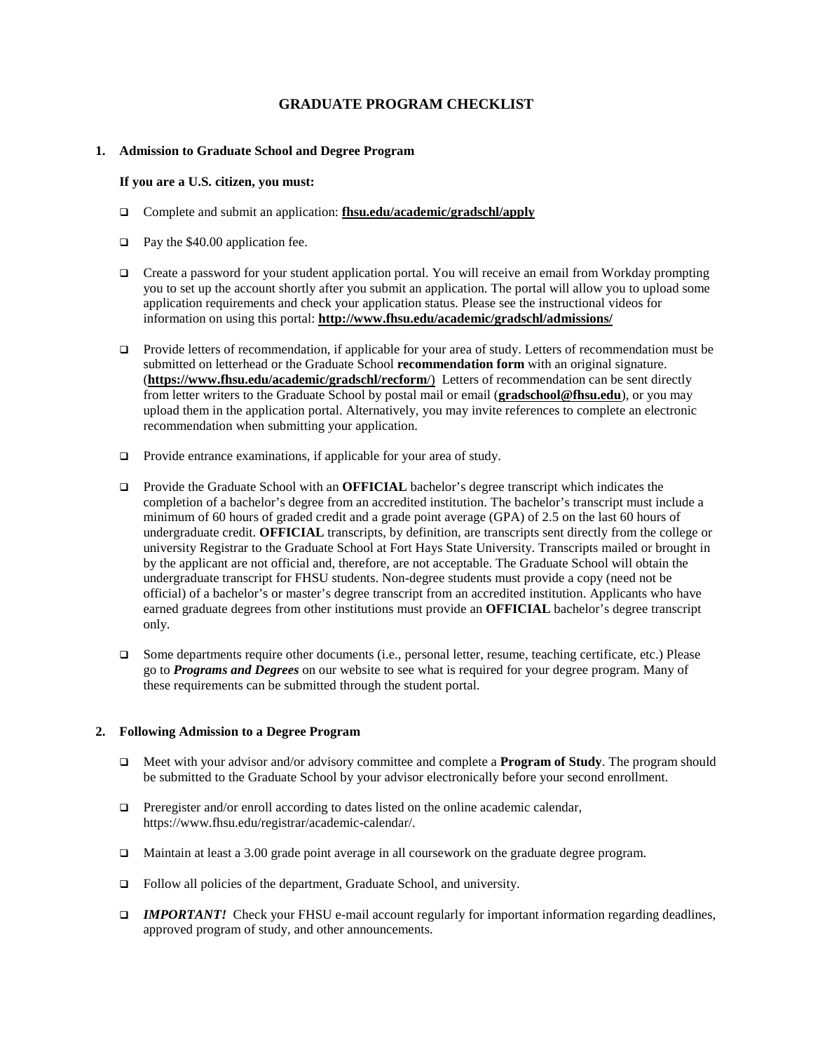# GRADUATE PROGRAM CHECKLIST

## 1. Admission to Graduate School and Degree Program

**If you are a U.S. citizen, you must:**

- ❑ Complete and submit an application: **fhsu.edu/academic/gradschl/apply**
- ❑ Pay the $40.00 application fee.
- ❑ Create a password for your student application portal. You will receive an email from Workday prompting you to set up the account shortly after you submit an application. The portal will allow you to upload some application requirements and check your application status. Please see the instructional videos for information on using this portal: **http://www.fhsu.edu/academic/gradschl/admissions/**
- ❑ Provide letters of recommendation, if applicable for your area of study. Letters of recommendation must be submitted on letterhead or the Graduate School **recommendation form** with an original signature. (**https://www.fhsu.edu/academic/gradschl/recform/**) Letters of recommendation can be sent directly from letter writers to the Graduate School by postal mail or email (**gradschool@fhsu.edu**), or you may upload them in the application portal. Alternatively, you may invite references to complete an electronic recommendation when submitting your application.
- ❑ Provide entrance examinations, if applicable for your area of study.
- ❑ Provide the Graduate School with an **OFFICIAL** bachelor's degree transcript which indicates the completion of a bachelor's degree from an accredited institution. The bachelor's transcript must include a minimum of 60 hours of graded credit and a grade point average (GPA) of 2.5 on the last 60 hours of undergraduate credit. **OFFICIAL** transcripts, by definition, are transcripts sent directly from the college or university Registrar to the Graduate School at Fort Hays State University. Transcripts mailed or brought in by the applicant are not official and, therefore, are not acceptable. The Graduate School will obtain the undergraduate transcript for FHSU students. Non-degree students must provide a copy (need not be official) of a bachelor's or master's degree transcript from an accredited institution. Applicants who have earned graduate degrees from other institutions must provide an **OFFICIAL** bachelor's degree transcript only.
- ❑ Some departments require other documents (i.e., personal letter, resume, teaching certificate, etc.) Please go to ***Programs and Degrees*** on our website to see what is required for your degree program. Many of these requirements can be submitted through the student portal.

## 2. Following Admission to a Degree Program

- ❑ Meet with your advisor and/or advisory committee and complete a **Program of Study**. The program should be submitted to the Graduate School by your advisor electronically before your second enrollment.
- ❑ Preregister and/or enroll according to dates listed on the online academic calendar, https://www.fhsu.edu/registrar/academic-calendar/.
- ❑ Maintain at least a 3.00 grade point average in all coursework on the graduate degree program.
- ❑ Follow all policies of the department, Graduate School, and university.
- ❑ ***IMPORTANT!*** Check your FHSU e-mail account regularly for important information regarding deadlines, approved program of study, and other announcements.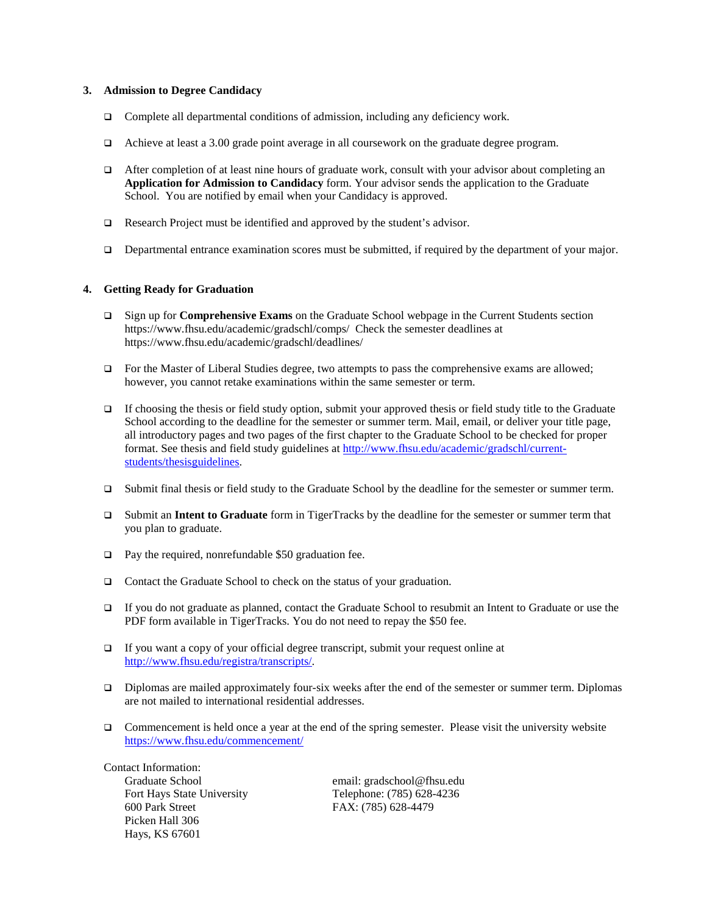### 3. Admission to Degree Candidacy

- ❑ Complete all departmental conditions of admission, including any deficiency work.
- ❑ Achieve at least a 3.00 grade point average in all coursework on the graduate degree program.
- ❑ After completion of at least nine hours of graduate work, consult with your advisor about completing an **Application for Admission to Candidacy** form. Your advisor sends the application to the Graduate School. You are notified by email when your Candidacy is approved.
- ❑ Research Project must be identified and approved by the student's advisor.
- ❑ Departmental entrance examination scores must be submitted, if required by the department of your major.

### 4. Getting Ready for Graduation

- ❑ Sign up for **Comprehensive Exams** on the Graduate School webpage in the Current Students section https://www.fhsu.edu/academic/gradschl/comps/ Check the semester deadlines at https://www.fhsu.edu/academic/gradschl/deadlines/
- ❑ For the Master of Liberal Studies degree, two attempts to pass the comprehensive exams are allowed; however, you cannot retake examinations within the same semester or term.
- ❑ If choosing the thesis or field study option, submit your approved thesis or field study title to the Graduate School according to the deadline for the semester or summer term. Mail, email, or deliver your title page, all introductory pages and two pages of the first chapter to the Graduate School to be checked for proper format. See thesis and field study guidelines at http://www.fhsu.edu/academic/gradschl/current-students/thesisguidelines.
- ❑ Submit final thesis or field study to the Graduate School by the deadline for the semester or summer term.
- ❑ Submit an **Intent to Graduate** form in TigerTracks by the deadline for the semester or summer term that you plan to graduate.
- ❑ Pay the required, nonrefundable $50 graduation fee.
- ❑ Contact the Graduate School to check on the status of your graduation.
- ❑ If you do not graduate as planned, contact the Graduate School to resubmit an Intent to Graduate or use the PDF form available in TigerTracks. You do not need to repay the $50 fee.
- ❑ If you want a copy of your official degree transcript, submit your request online at http://www.fhsu.edu/registra/transcripts/.
- ❑ Diplomas are mailed approximately four-six weeks after the end of the semester or summer term. Diplomas are not mailed to international residential addresses.
- ❑ Commencement is held once a year at the end of the spring semester. Please visit the university website https://www.fhsu.edu/commencement/

Contact Information:

Graduate School
Fort Hays State University
600 Park Street
Picken Hall 306
Hays, KS 67601

email: gradschool@fhsu.edu
Telephone: (785) 628-4236
FAX: (785) 628-4479